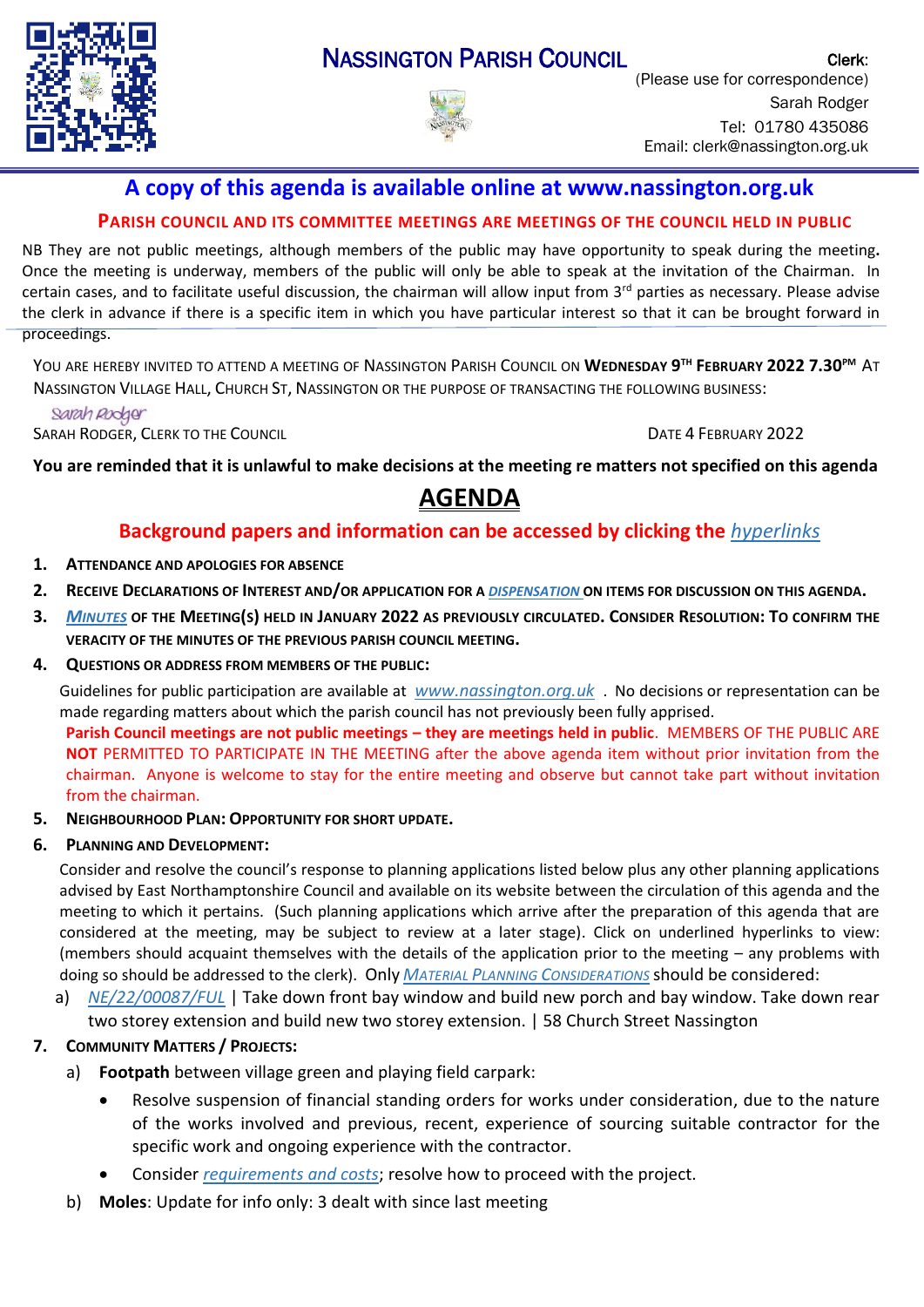# NASSINGTON PARISH COUNCIL

Clerk:
(Please use for correspondence)
Sarah Rodger
Tel: 01780 435086
Email: clerk@nassington.org.uk

## A copy of this agenda is available online at www.nassington.org.uk

**PARISH COUNCIL AND ITS COMMITTEE MEETINGS ARE MEETINGS OF THE COUNCIL HELD IN PUBLIC**

NB They are not public meetings, although members of the public may have opportunity to speak during the meeting**.** Once the meeting is underway, members of the public will only be able to speak at the invitation of the Chairman. In certain cases, and to facilitate useful discussion, the chairman will allow input from 3rd parties as necessary. Please advise the clerk in advance if there is a specific item in which you have particular interest so that it can be brought forward in proceedings.

YOU ARE HEREBY INVITED TO ATTEND A MEETING OF NASSINGTON PARISH COUNCIL ON **WEDNESDAY 9TH FEBRUARY 2022 7.30PM** AT NASSINGTON VILLAGE HALL, CHURCH ST, NASSINGTON OR THE PURPOSE OF TRANSACTING THE FOLLOWING BUSINESS:

*Sarah Rodger*
SARAH RODGER, CLERK TO THE COUNCIL

DATE 4 FEBRUARY 2022

**You are reminded that it is unlawful to make decisions at the meeting re matters not specified on this agenda**

# AGENDA

**Background papers and information can be accessed by clicking the *hyperlinks***

1. **ATTENDANCE AND APOLOGIES FOR ABSENCE**
2. **RECEIVE DECLARATIONS OF INTEREST AND/OR APPLICATION FOR A *DISPENSATION* ON ITEMS FOR DISCUSSION ON THIS AGENDA.**
3. ***MINUTES* OF THE MEETING(S) HELD IN JANUARY 2022 AS PREVIOUSLY CIRCULATED. CONSIDER RESOLUTION: TO CONFIRM THE VERACITY OF THE MINUTES OF THE PREVIOUS PARISH COUNCIL MEETING.**
4. **QUESTIONS OR ADDRESS FROM MEMBERS OF THE PUBLIC:**

   Guidelines for public participation are available at *www.nassington.org.uk* . No decisions or representation can be made regarding matters about which the parish council has not previously been fully apprised.
   **Parish Council meetings are not public meetings – they are meetings held in public**. MEMBERS OF THE PUBLIC ARE **NOT** PERMITTED TO PARTICIPATE IN THE MEETING after the above agenda item without prior invitation from the chairman. Anyone is welcome to stay for the entire meeting and observe but cannot take part without invitation from the chairman.
5. **NEIGHBOURHOOD PLAN: OPPORTUNITY FOR SHORT UPDATE.**
6. **PLANNING AND DEVELOPMENT:**

   Consider and resolve the council's response to planning applications listed below plus any other planning applications advised by East Northamptonshire Council and available on its website between the circulation of this agenda and the meeting to which it pertains. (Such planning applications which arrive after the preparation of this agenda that are considered at the meeting, may be subject to review at a later stage). Click on underlined hyperlinks to view: (members should acquaint themselves with the details of the application prior to the meeting – any problems with doing so should be addressed to the clerk). Only *MATERIAL PLANNING CONSIDERATIONS* should be considered:

   a) *NE/22/00087/FUL* | Take down front bay window and build new porch and bay window. Take down rear two storey extension and build new two storey extension. | 58 Church Street Nassington
7. **COMMUNITY MATTERS / PROJECTS:**

   a) **Footpath** between village green and playing field carpark:
      - Resolve suspension of financial standing orders for works under consideration, due to the nature of the works involved and previous, recent, experience of sourcing suitable contractor for the specific work and ongoing experience with the contractor.
      - Consider *requirements and costs*; resolve how to proceed with the project.

   b) **Moles**: Update for info only: 3 dealt with since last meeting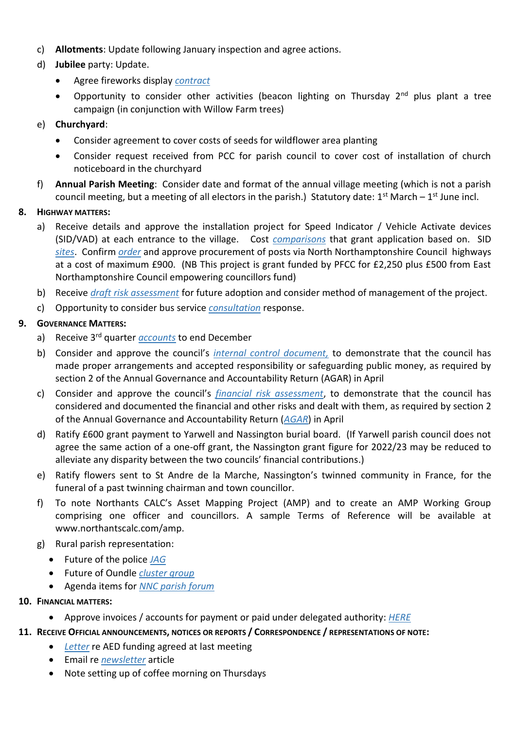c) **Allotments**: Update following January inspection and agree actions.

d) **Jubilee** party: Update.

- Agree fireworks display *contract*
- Opportunity to consider other activities (beacon lighting on Thursday 2nd plus plant a tree campaign (in conjunction with Willow Farm trees)

e) **Churchyard**:

- Consider agreement to cover costs of seeds for wildflower area planting
- Consider request received from PCC for parish council to cover cost of installation of church noticeboard in the churchyard

f) **Annual Parish Meeting**: Consider date and format of the annual village meeting (which is not a parish council meeting, but a meeting of all electors in the parish.) Statutory date: 1st March – 1st June incl.

**8. HIGHWAY MATTERS:**

a) Receive details and approve the installation project for Speed Indicator / Vehicle Activate devices (SID/VAD) at each entrance to the village. Cost *comparisons* that grant application based on. SID *sites*. Confirm *order* and approve procurement of posts via North Northamptonshire Council highways at a cost of maximum £900. (NB This project is grant funded by PFCC for £2,250 plus £500 from East Northamptonshire Council empowering councillors fund)

b) Receive *draft risk assessment* for future adoption and consider method of management of the project.

c) Opportunity to consider bus service *consultation* response.

**9. GOVERNANCE MATTERS:**

a) Receive 3rd quarter *accounts* to end December

b) Consider and approve the council's *internal control document,* to demonstrate that the council has made proper arrangements and accepted responsibility or safeguarding public money, as required by section 2 of the Annual Governance and Accountability Return (AGAR) in April

c) Consider and approve the council's *financial risk assessment*, to demonstrate that the council has considered and documented the financial and other risks and dealt with them, as required by section 2 of the Annual Governance and Accountability Return (*AGAR*) in April

d) Ratify £600 grant payment to Yarwell and Nassington burial board. (If Yarwell parish council does not agree the same action of a one-off grant, the Nassington grant figure for 2022/23 may be reduced to alleviate any disparity between the two councils' financial contributions.)

e) Ratify flowers sent to St Andre de la Marche, Nassington's twinned community in France, for the funeral of a past twinning chairman and town councillor.

f) To note Northants CALC's Asset Mapping Project (AMP) and to create an AMP Working Group comprising one officer and councillors. A sample Terms of Reference will be available at www.northantscalc.com/amp.

g) Rural parish representation:

- Future of the police *JAG*
- Future of Oundle *cluster group*
- Agenda items for *NNC parish forum*

**10. FINANCIAL MATTERS:**

- Approve invoices / accounts for payment or paid under delegated authority: *HERE*

**11. RECEIVE OFFICIAL ANNOUNCEMENTS, NOTICES OR REPORTS / CORRESPONDENCE / REPRESENTATIONS OF NOTE:**

- *Letter* re AED funding agreed at last meeting
- Email re *newsletter* article
- Note setting up of coffee morning on Thursdays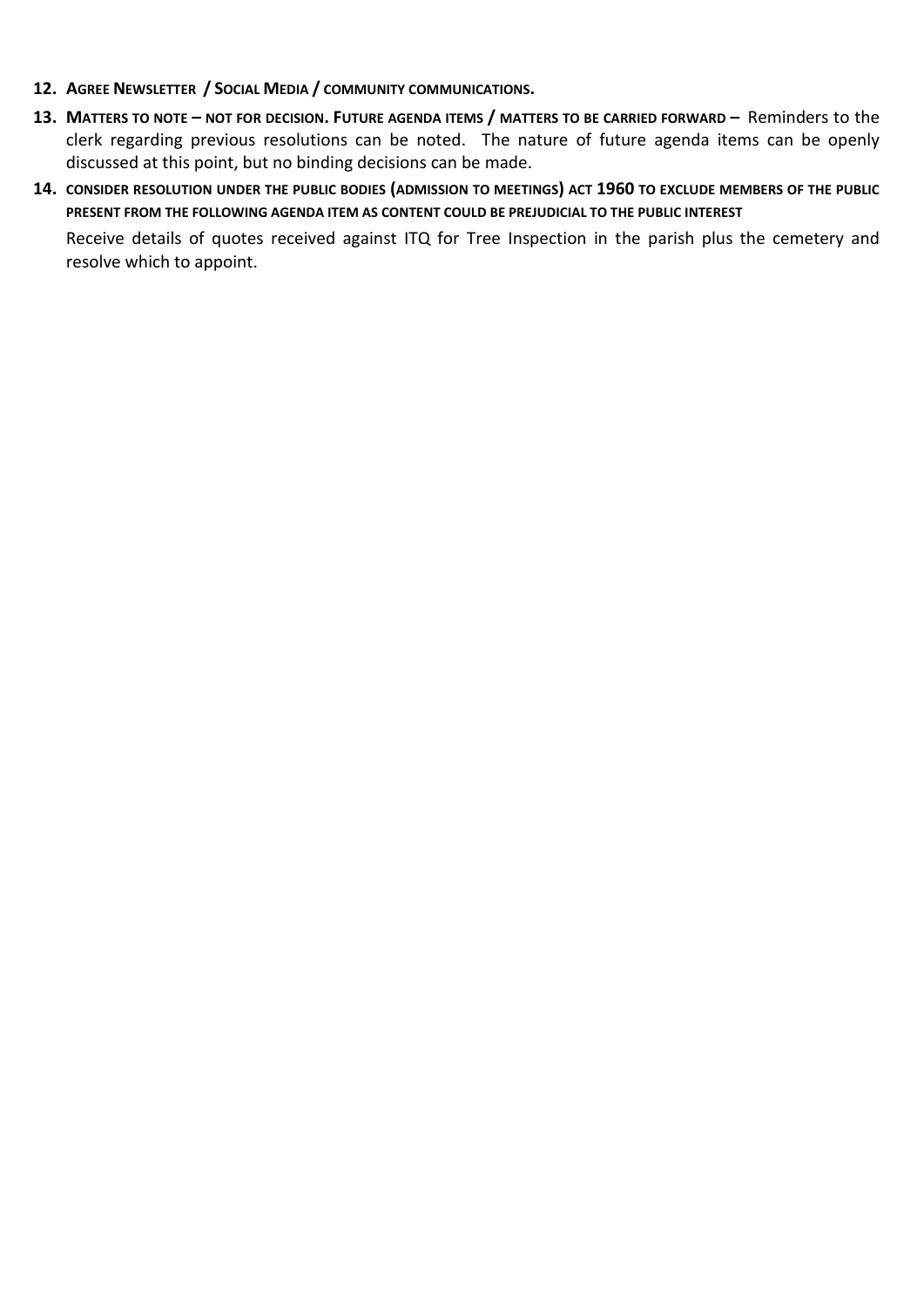12. **AGREE NEWSLETTER / SOCIAL MEDIA / COMMUNITY COMMUNICATIONS.**

13. **MATTERS TO NOTE – NOT FOR DECISION. FUTURE AGENDA ITEMS / MATTERS TO BE CARRIED FORWARD –** Reminders to the clerk regarding previous resolutions can be noted. The nature of future agenda items can be openly discussed at this point, but no binding decisions can be made.

14. **CONSIDER RESOLUTION UNDER THE PUBLIC BODIES (ADMISSION TO MEETINGS) ACT 1960 TO EXCLUDE MEMBERS OF THE PUBLIC PRESENT FROM THE FOLLOWING AGENDA ITEM AS CONTENT COULD BE PREJUDICIAL TO THE PUBLIC INTEREST**

    Receive details of quotes received against ITQ for Tree Inspection in the parish plus the cemetery and resolve which to appoint.